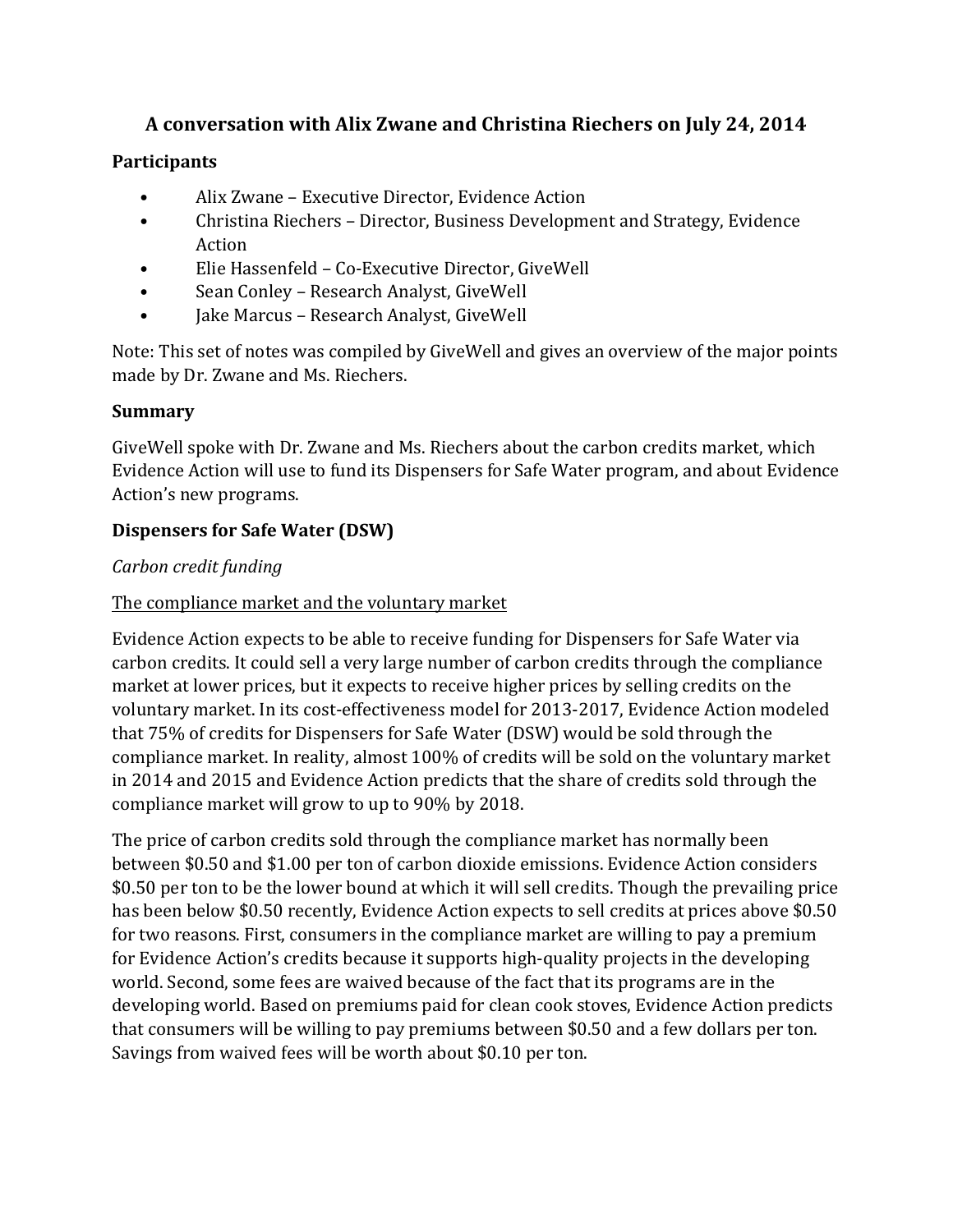# A conversation with Alix Zwane and Christina Riechers on July 24, 2014

## Participants

- Alix Zwane – Executive Director, Evidence Action
- Christina Riechers – Director, Business Development and Strategy, Evidence Action
- Elie Hassenfeld – Co-Executive Director, GiveWell
- Sean Conley – Research Analyst, GiveWell
- Jake Marcus – Research Analyst, GiveWell

Note: This set of notes was compiled by GiveWell and gives an overview of the major points made by Dr. Zwane and Ms. Riechers.

## Summary

GiveWell spoke with Dr. Zwane and Ms. Riechers about the carbon credits market, which Evidence Action will use to fund its Dispensers for Safe Water program, and about Evidence Action's new programs.

## Dispensers for Safe Water (DSW)

### *Carbon credit funding*

#### The compliance market and the voluntary market

Evidence Action expects to be able to receive funding for Dispensers for Safe Water via carbon credits. It could sell a very large number of carbon credits through the compliance market at lower prices, but it expects to receive higher prices by selling credits on the voluntary market. In its cost-effectiveness model for 2013-2017, Evidence Action modeled that 75% of credits for Dispensers for Safe Water (DSW) would be sold through the compliance market. In reality, almost 100% of credits will be sold on the voluntary market in 2014 and 2015 and Evidence Action predicts that the share of credits sold through the compliance market will grow to up to 90% by 2018.

The price of carbon credits sold through the compliance market has normally been between $0.50 and $1.00 per ton of carbon dioxide emissions. Evidence Action considers $0.50 per ton to be the lower bound at which it will sell credits. Though the prevailing price has been below $0.50 recently, Evidence Action expects to sell credits at prices above $0.50 for two reasons. First, consumers in the compliance market are willing to pay a premium for Evidence Action's credits because it supports high-quality projects in the developing world. Second, some fees are waived because of the fact that its programs are in the developing world. Based on premiums paid for clean cook stoves, Evidence Action predicts that consumers will be willing to pay premiums between $0.50 and a few dollars per ton. Savings from waived fees will be worth about $0.10 per ton.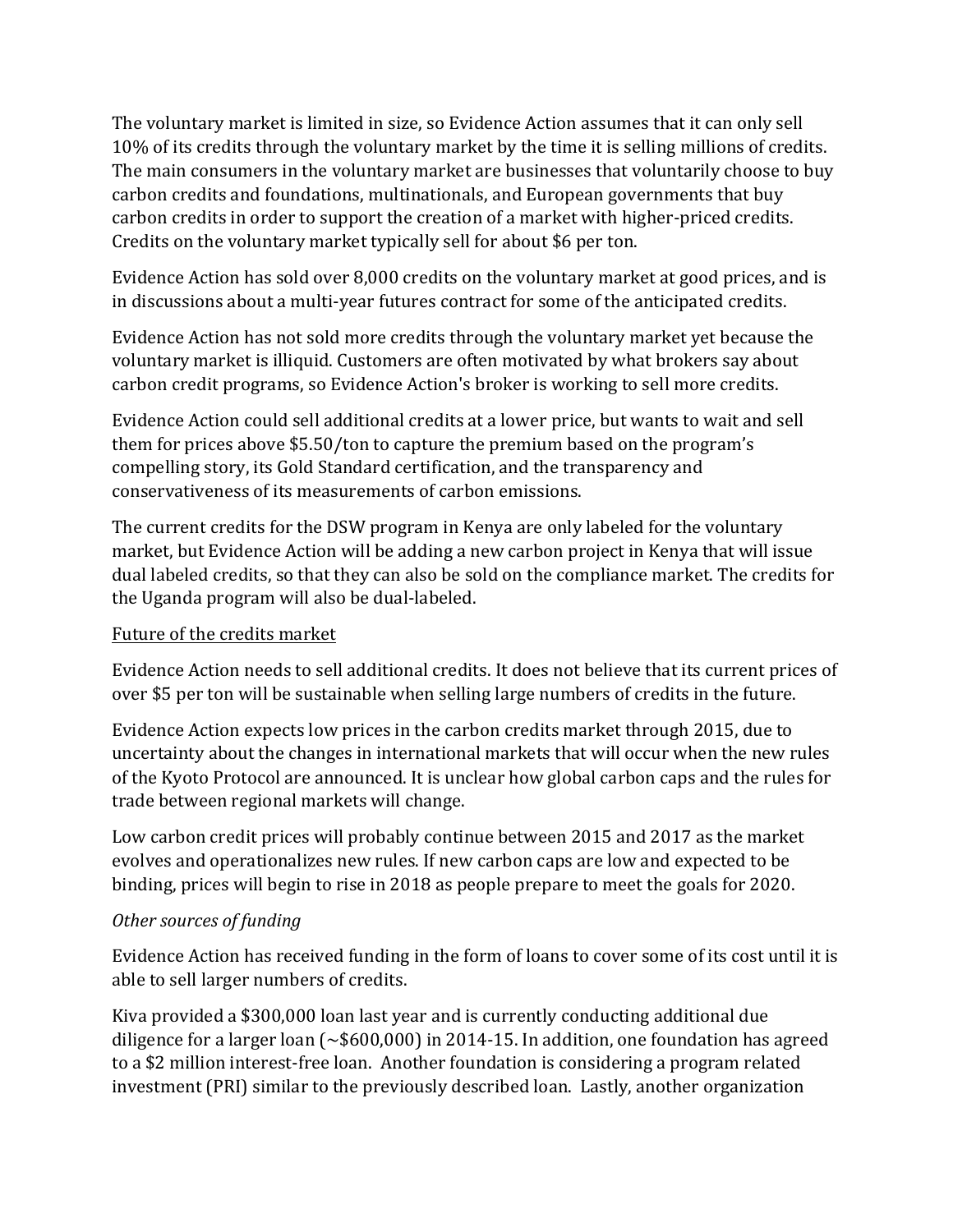The voluntary market is limited in size, so Evidence Action assumes that it can only sell 10% of its credits through the voluntary market by the time it is selling millions of credits. The main consumers in the voluntary market are businesses that voluntarily choose to buy carbon credits and foundations, multinationals, and European governments that buy carbon credits in order to support the creation of a market with higher-priced credits. Credits on the voluntary market typically sell for about $6 per ton.

Evidence Action has sold over 8,000 credits on the voluntary market at good prices, and is in discussions about a multi-year futures contract for some of the anticipated credits.

Evidence Action has not sold more credits through the voluntary market yet because the voluntary market is illiquid. Customers are often motivated by what brokers say about carbon credit programs, so Evidence Action's broker is working to sell more credits.

Evidence Action could sell additional credits at a lower price, but wants to wait and sell them for prices above $5.50/ton to capture the premium based on the program's compelling story, its Gold Standard certification, and the transparency and conservativeness of its measurements of carbon emissions.

The current credits for the DSW program in Kenya are only labeled for the voluntary market, but Evidence Action will be adding a new carbon project in Kenya that will issue dual labeled credits, so that they can also be sold on the compliance market. The credits for the Uganda program will also be dual-labeled.

<u>Future of the credits market</u>

Evidence Action needs to sell additional credits. It does not believe that its current prices of over $5 per ton will be sustainable when selling large numbers of credits in the future.

Evidence Action expects low prices in the carbon credits market through 2015, due to uncertainty about the changes in international markets that will occur when the new rules of the Kyoto Protocol are announced. It is unclear how global carbon caps and the rules for trade between regional markets will change.

Low carbon credit prices will probably continue between 2015 and 2017 as the market evolves and operationalizes new rules. If new carbon caps are low and expected to be binding, prices will begin to rise in 2018 as people prepare to meet the goals for 2020.

*Other sources of funding*

Evidence Action has received funding in the form of loans to cover some of its cost until it is able to sell larger numbers of credits.

Kiva provided a $300,000 loan last year and is currently conducting additional due diligence for a larger loan (~$600,000) in 2014-15. In addition, one foundation has agreed to a $2 million interest-free loan. Another foundation is considering a program related investment (PRI) similar to the previously described loan. Lastly, another organization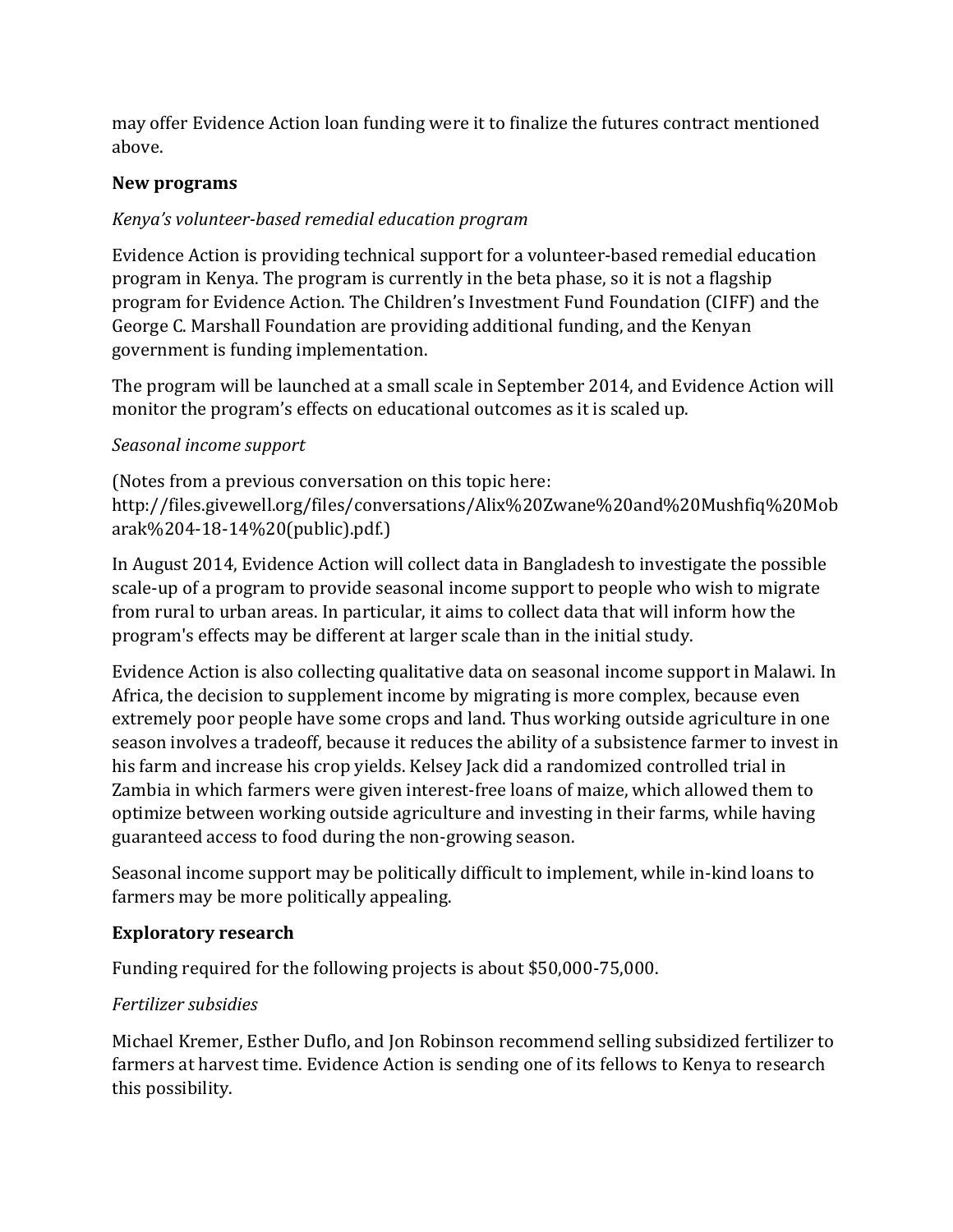may offer Evidence Action loan funding were it to finalize the futures contract mentioned above.

**New programs**

*Kenya's volunteer-based remedial education program*

Evidence Action is providing technical support for a volunteer-based remedial education program in Kenya. The program is currently in the beta phase, so it is not a flagship program for Evidence Action. The Children's Investment Fund Foundation (CIFF) and the George C. Marshall Foundation are providing additional funding, and the Kenyan government is funding implementation.

The program will be launched at a small scale in September 2014, and Evidence Action will monitor the program's effects on educational outcomes as it is scaled up.

*Seasonal income support*

(Notes from a previous conversation on this topic here: http://files.givewell.org/files/conversations/Alix%20Zwane%20and%20Mushfiq%20Mobarak%204-18-14%20(public).pdf.)

In August 2014, Evidence Action will collect data in Bangladesh to investigate the possible scale-up of a program to provide seasonal income support to people who wish to migrate from rural to urban areas. In particular, it aims to collect data that will inform how the program's effects may be different at larger scale than in the initial study.

Evidence Action is also collecting qualitative data on seasonal income support in Malawi. In Africa, the decision to supplement income by migrating is more complex, because even extremely poor people have some crops and land. Thus working outside agriculture in one season involves a tradeoff, because it reduces the ability of a subsistence farmer to invest in his farm and increase his crop yields. Kelsey Jack did a randomized controlled trial in Zambia in which farmers were given interest-free loans of maize, which allowed them to optimize between working outside agriculture and investing in their farms, while having guaranteed access to food during the non-growing season.

Seasonal income support may be politically difficult to implement, while in-kind loans to farmers may be more politically appealing.

**Exploratory research**

Funding required for the following projects is about $50,000-75,000.

*Fertilizer subsidies*

Michael Kremer, Esther Duflo, and Jon Robinson recommend selling subsidized fertilizer to farmers at harvest time. Evidence Action is sending one of its fellows to Kenya to research this possibility.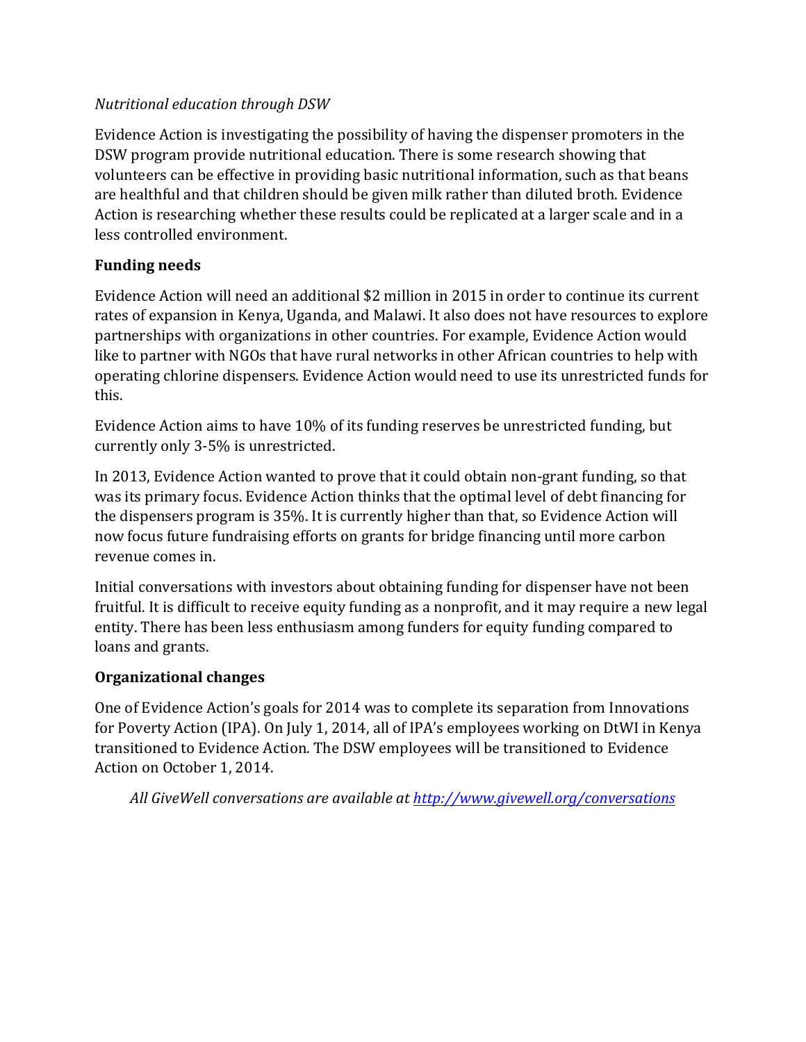*Nutritional education through DSW*

Evidence Action is investigating the possibility of having the dispenser promoters in the DSW program provide nutritional education. There is some research showing that volunteers can be effective in providing basic nutritional information, such as that beans are healthful and that children should be given milk rather than diluted broth. Evidence Action is researching whether these results could be replicated at a larger scale and in a less controlled environment.

## Funding needs

Evidence Action will need an additional $2 million in 2015 in order to continue its current rates of expansion in Kenya, Uganda, and Malawi. It also does not have resources to explore partnerships with organizations in other countries. For example, Evidence Action would like to partner with NGOs that have rural networks in other African countries to help with operating chlorine dispensers. Evidence Action would need to use its unrestricted funds for this.

Evidence Action aims to have 10% of its funding reserves be unrestricted funding, but currently only 3-5% is unrestricted.

In 2013, Evidence Action wanted to prove that it could obtain non-grant funding, so that was its primary focus. Evidence Action thinks that the optimal level of debt financing for the dispensers program is 35%. It is currently higher than that, so Evidence Action will now focus future fundraising efforts on grants for bridge financing until more carbon revenue comes in.

Initial conversations with investors about obtaining funding for dispenser have not been fruitful. It is difficult to receive equity funding as a nonprofit, and it may require a new legal entity. There has been less enthusiasm among funders for equity funding compared to loans and grants.

## Organizational changes

One of Evidence Action's goals for 2014 was to complete its separation from Innovations for Poverty Action (IPA). On July 1, 2014, all of IPA's employees working on DtWI in Kenya transitioned to Evidence Action. The DSW employees will be transitioned to Evidence Action on October 1, 2014.

*All GiveWell conversations are available at [http://www.givewell.org/conversations](http://www.givewell.org/conversations)*